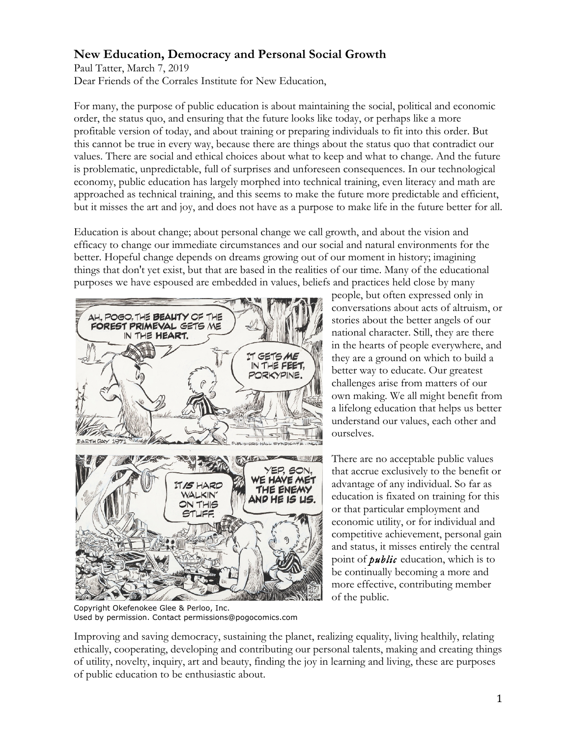# New Education, Democracy and Personal Social Growth

Paul Tatter, March 7, 2019

Dear Friends of the Corrales Institute for New Education,

For many, the purpose of public education is about maintaining the social, political and economic order, the status quo, and ensuring that the future looks like today, or perhaps like a more profitable version of today, and about training or preparing individuals to fit into this order. But this cannot be true in every way, because there are things about the status quo that contradict our values. There are social and ethical choices about what to keep and what to change. And the future is problematic, unpredictable, full of surprises and unforeseen consequences. In our technological economy, public education has largely morphed into technical training, even literacy and math are approached as technical training, and this seems to make the future more predictable and efficient, but it misses the art and joy, and does not have as a purpose to make life in the future better for all.

Education is about change; about personal change we call growth, and about the vision and efficacy to change our immediate circumstances and our social and natural environments for the better. Hopeful change depends on dreams growing out of our moment in history; imagining things that don't yet exist, but that are based in the realities of our time. Many of the educational purposes we have espoused are embedded in values, beliefs and practices held close by many people, but often expressed only in conversations about acts of altruism, or stories about the better angels of our national character. Still, they are there in the hearts of people everywhere, and they are a ground on which to build a better way to educate. Our greatest challenges arise from matters of our own making. We all might benefit from a lifelong education that helps us better understand our values, each other and ourselves.

Copyright Okefenokee Glee & Perloo, Inc.
Used by permission. Contact permissions@pogocomics.com

There are no acceptable public values that accrue exclusively to the benefit or advantage of any individual. So far as education is fixated on training for this or that particular employment and economic utility, or for individual and competitive achievement, personal gain and status, it misses entirely the central point of ***public*** education, which is to be continually becoming a more and more effective, contributing member of the public.

Improving and saving democracy, sustaining the planet, realizing equality, living healthily, relating ethically, cooperating, developing and contributing our personal talents, making and creating things of utility, novelty, inquiry, art and beauty, finding the joy in learning and living, these are purposes of public education to be enthusiastic about.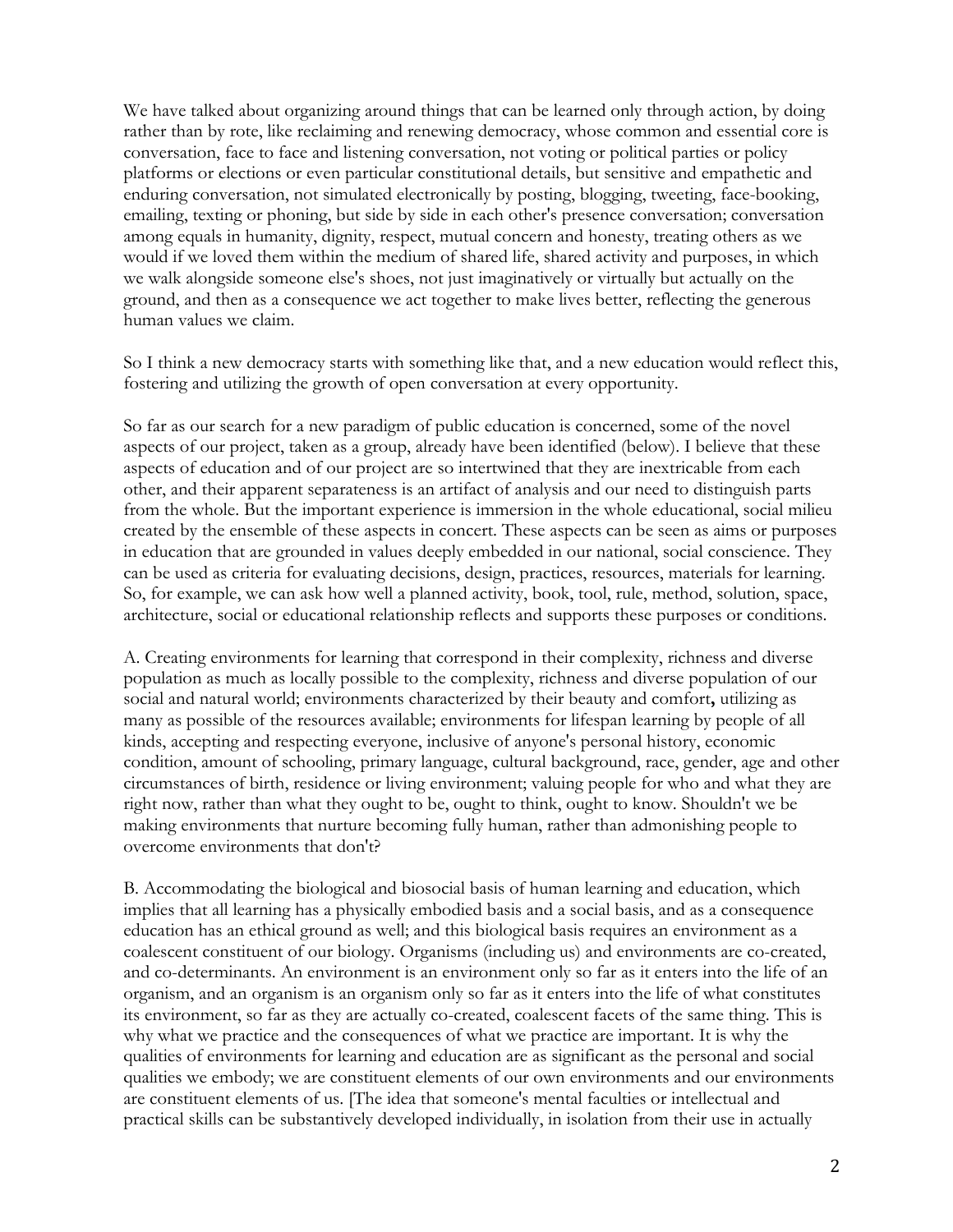We have talked about organizing around things that can be learned only through action, by doing rather than by rote, like reclaiming and renewing democracy, whose common and essential core is conversation, face to face and listening conversation, not voting or political parties or policy platforms or elections or even particular constitutional details, but sensitive and empathetic and enduring conversation, not simulated electronically by posting, blogging, tweeting, face-booking, emailing, texting or phoning, but side by side in each other's presence conversation; conversation among equals in humanity, dignity, respect, mutual concern and honesty, treating others as we would if we loved them within the medium of shared life, shared activity and purposes, in which we walk alongside someone else's shoes, not just imaginatively or virtually but actually on the ground, and then as a consequence we act together to make lives better, reflecting the generous human values we claim.

So I think a new democracy starts with something like that, and a new education would reflect this, fostering and utilizing the growth of open conversation at every opportunity.

So far as our search for a new paradigm of public education is concerned, some of the novel aspects of our project, taken as a group, already have been identified (below). I believe that these aspects of education and of our project are so intertwined that they are inextricable from each other, and their apparent separateness is an artifact of analysis and our need to distinguish parts from the whole. But the important experience is immersion in the whole educational, social milieu created by the ensemble of these aspects in concert. These aspects can be seen as aims or purposes in education that are grounded in values deeply embedded in our national, social conscience. They can be used as criteria for evaluating decisions, design, practices, resources, materials for learning. So, for example, we can ask how well a planned activity, book, tool, rule, method, solution, space, architecture, social or educational relationship reflects and supports these purposes or conditions.

A. Creating environments for learning that correspond in their complexity, richness and diverse population as much as locally possible to the complexity, richness and diverse population of our social and natural world; environments characterized by their beauty and comfort**,** utilizing as many as possible of the resources available; environments for lifespan learning by people of all kinds, accepting and respecting everyone, inclusive of anyone's personal history, economic condition, amount of schooling, primary language, cultural background, race, gender, age and other circumstances of birth, residence or living environment; valuing people for who and what they are right now, rather than what they ought to be, ought to think, ought to know. Shouldn't we be making environments that nurture becoming fully human, rather than admonishing people to overcome environments that don't?

B. Accommodating the biological and biosocial basis of human learning and education, which implies that all learning has a physically embodied basis and a social basis, and as a consequence education has an ethical ground as well; and this biological basis requires an environment as a coalescent constituent of our biology. Organisms (including us) and environments are co-created, and co-determinants. An environment is an environment only so far as it enters into the life of an organism, and an organism is an organism only so far as it enters into the life of what constitutes its environment, so far as they are actually co-created, coalescent facets of the same thing. This is why what we practice and the consequences of what we practice are important. It is why the qualities of environments for learning and education are as significant as the personal and social qualities we embody; we are constituent elements of our own environments and our environments are constituent elements of us. [The idea that someone's mental faculties or intellectual and practical skills can be substantively developed individually, in isolation from their use in actually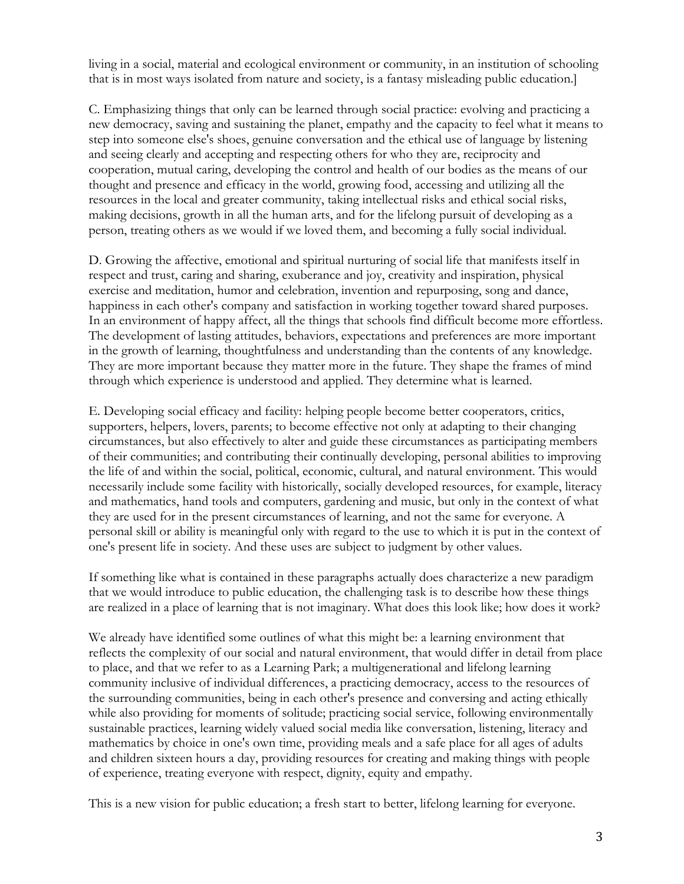living in a social, material and ecological environment or community, in an institution of schooling that is in most ways isolated from nature and society, is a fantasy misleading public education.]

C. Emphasizing things that only can be learned through social practice: evolving and practicing a new democracy, saving and sustaining the planet, empathy and the capacity to feel what it means to step into someone else's shoes, genuine conversation and the ethical use of language by listening and seeing clearly and accepting and respecting others for who they are, reciprocity and cooperation, mutual caring, developing the control and health of our bodies as the means of our thought and presence and efficacy in the world, growing food, accessing and utilizing all the resources in the local and greater community, taking intellectual risks and ethical social risks, making decisions, growth in all the human arts, and for the lifelong pursuit of developing as a person, treating others as we would if we loved them, and becoming a fully social individual.

D. Growing the affective, emotional and spiritual nurturing of social life that manifests itself in respect and trust, caring and sharing, exuberance and joy, creativity and inspiration, physical exercise and meditation, humor and celebration, invention and repurposing, song and dance, happiness in each other's company and satisfaction in working together toward shared purposes. In an environment of happy affect, all the things that schools find difficult become more effortless. The development of lasting attitudes, behaviors, expectations and preferences are more important in the growth of learning, thoughtfulness and understanding than the contents of any knowledge. They are more important because they matter more in the future. They shape the frames of mind through which experience is understood and applied. They determine what is learned.

E. Developing social efficacy and facility: helping people become better cooperators, critics, supporters, helpers, lovers, parents; to become effective not only at adapting to their changing circumstances, but also effectively to alter and guide these circumstances as participating members of their communities; and contributing their continually developing, personal abilities to improving the life of and within the social, political, economic, cultural, and natural environment. This would necessarily include some facility with historically, socially developed resources, for example, literacy and mathematics, hand tools and computers, gardening and music, but only in the context of what they are used for in the present circumstances of learning, and not the same for everyone. A personal skill or ability is meaningful only with regard to the use to which it is put in the context of one's present life in society. And these uses are subject to judgment by other values.

If something like what is contained in these paragraphs actually does characterize a new paradigm that we would introduce to public education, the challenging task is to describe how these things are realized in a place of learning that is not imaginary. What does this look like; how does it work?

We already have identified some outlines of what this might be: a learning environment that reflects the complexity of our social and natural environment, that would differ in detail from place to place, and that we refer to as a Learning Park; a multigenerational and lifelong learning community inclusive of individual differences, a practicing democracy, access to the resources of the surrounding communities, being in each other's presence and conversing and acting ethically while also providing for moments of solitude; practicing social service, following environmentally sustainable practices, learning widely valued social media like conversation, listening, literacy and mathematics by choice in one's own time, providing meals and a safe place for all ages of adults and children sixteen hours a day, providing resources for creating and making things with people of experience, treating everyone with respect, dignity, equity and empathy.

This is a new vision for public education; a fresh start to better, lifelong learning for everyone.